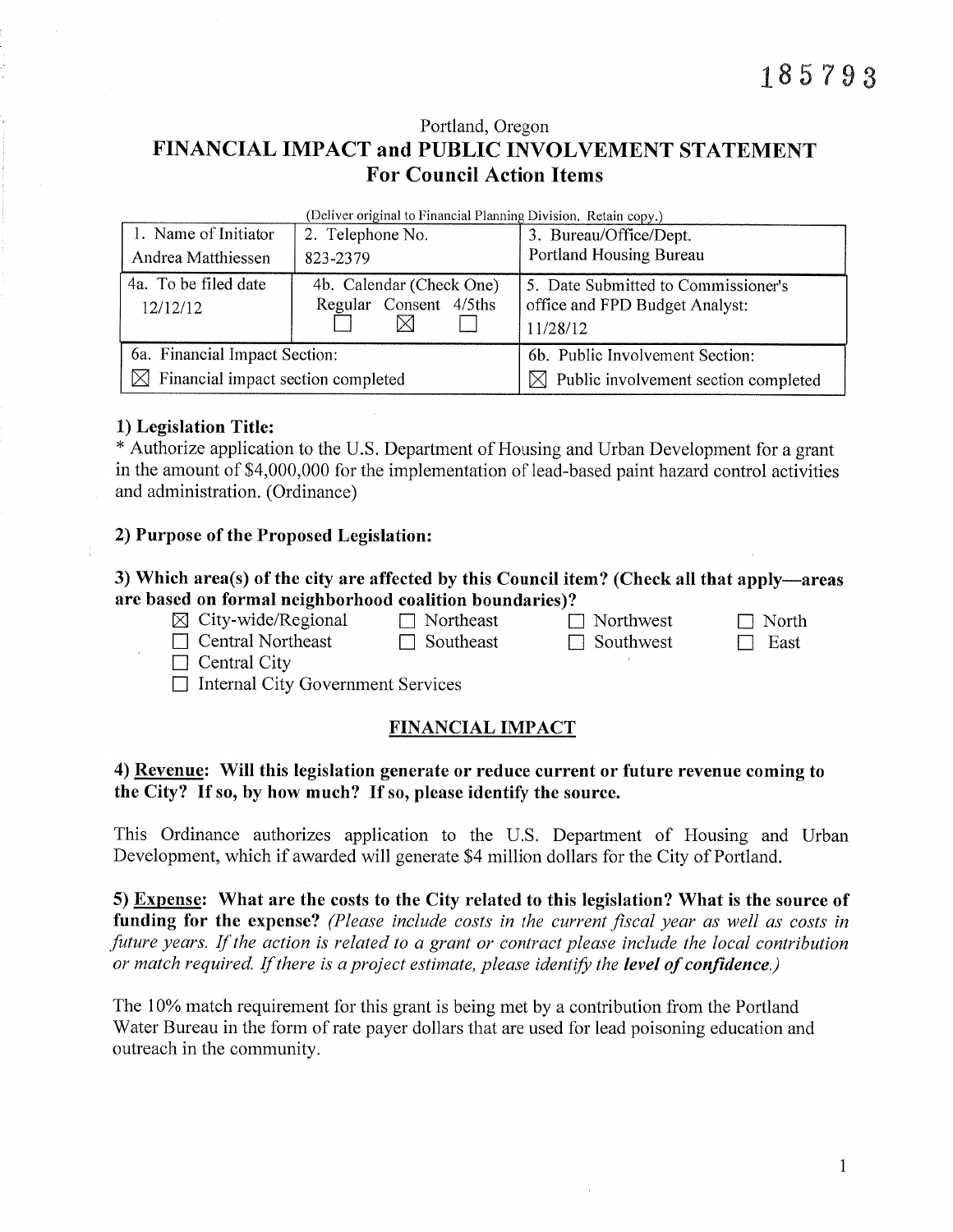185793

Portland, Oregon

# FINANCIAL IMPACT and PUBLIC INVOLVEMENT STATEMENT
## For Council Action Items

(Deliver original to Financial Planning Division. Retain copy.)

| 1. Name of Initiator | 2. Telephone No. | 3. Bureau/Office/Dept. |
|---|---|---|
| Andrea Matthiessen | 823-2379 | Portland Housing Bureau |
| 4a. To be filed date 12/12/12 | 4b. Calendar (Check One) Regular ☐ Consent ☒ 4/5ths ☐ | 5. Date Submitted to Commissioner's office and FPD Budget Analyst: 11/28/12 |
| 6a. Financial Impact Section: ☒ Financial impact section completed | | 6b. Public Involvement Section: ☒ Public involvement section completed |

### 1) Legislation Title:

* Authorize application to the U.S. Department of Housing and Urban Development for a grant in the amount of $4,000,000 for the implementation of lead-based paint hazard control activities and administration. (Ordinance)

### 2) Purpose of the Proposed Legislation:

### 3) Which area(s) of the city are affected by this Council item? (Check all that apply—areas are based on formal neighborhood coalition boundaries)?

☒ City-wide/Regional ☐ Northeast ☐ Northwest ☐ North
☐ Central Northeast ☐ Southeast ☐ Southwest ☐ East
☐ Central City
☐ Internal City Government Services

## FINANCIAL IMPACT

### 4) Revenue: Will this legislation generate or reduce current or future revenue coming to the City? If so, by how much? If so, please identify the source.

This Ordinance authorizes application to the U.S. Department of Housing and Urban Development, which if awarded will generate $4 million dollars for the City of Portland.

### 5) Expense: What are the costs to the City related to this legislation? What is the source of funding for the expense? *(Please include costs in the current fiscal year as well as costs in future years. If the action is related to a grant or contract please include the local contribution or match required. If there is a project estimate, please identify the **level of confidence**.)*

The 10% match requirement for this grant is being met by a contribution from the Portland Water Bureau in the form of rate payer dollars that are used for lead poisoning education and outreach in the community.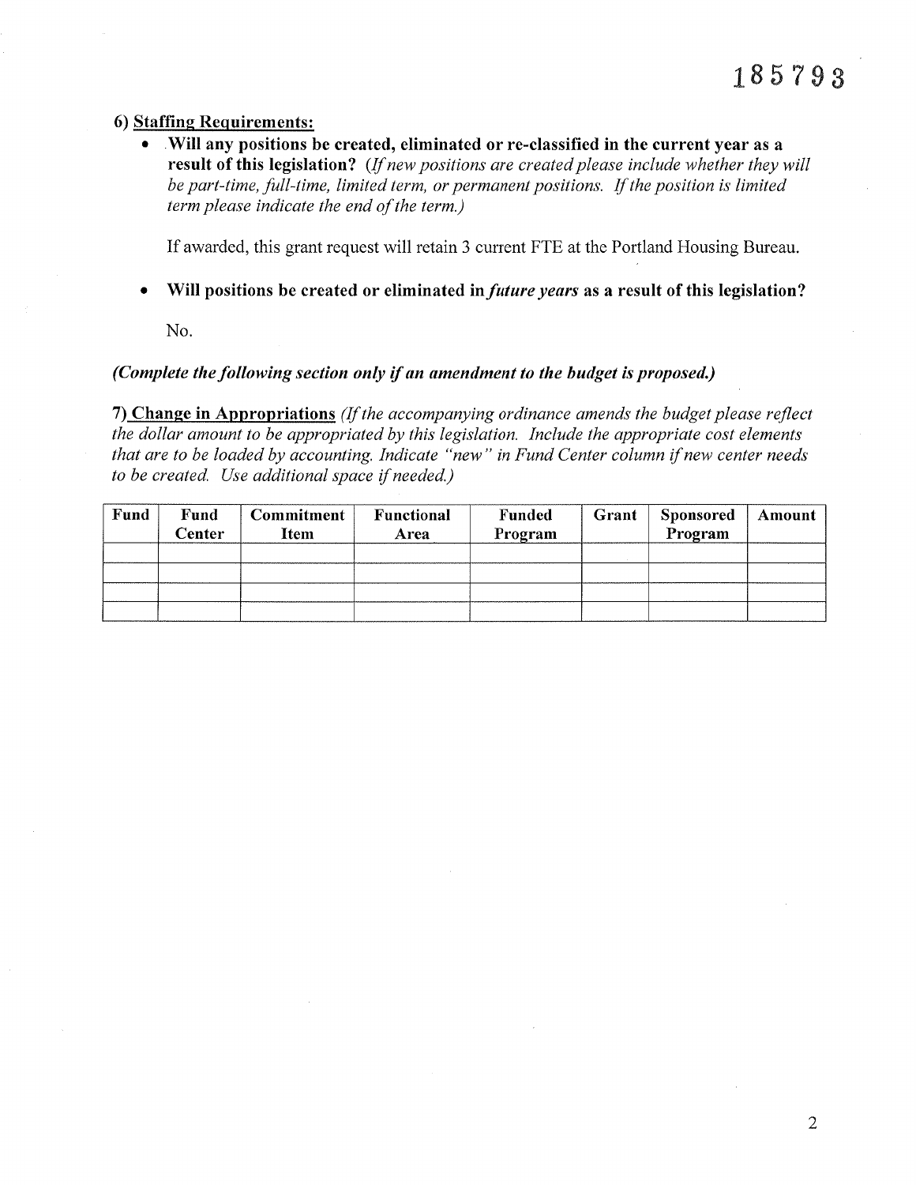185793

**6) Staffing Requirements:**

- **Will any positions be created, eliminated or re-classified in the current year as a result of this legislation?** *(If new positions are created please include whether they will be part-time, full-time, limited term, or permanent positions. If the position is limited term please indicate the end of the term.)*

  If awarded, this grant request will retain 3 current FTE at the Portland Housing Bureau.

- **Will positions be created or eliminated in *future years* as a result of this legislation?**

  No.

***(Complete the following section only if an amendment to the budget is proposed.)***

**7) Change in Appropriations** *(If the accompanying ordinance amends the budget please reflect the dollar amount to be appropriated by this legislation. Include the appropriate cost elements that are to be loaded by accounting. Indicate "new" in Fund Center column if new center needs to be created. Use additional space if needed.)*

| Fund | Fund Center | Commitment Item | Functional Area | Funded Program | Grant | Sponsored Program | Amount |
|---|---|---|---|---|---|---|---|
| | | | | | | | |
| | | | | | | | |
| | | | | | | | |
| | | | | | | | |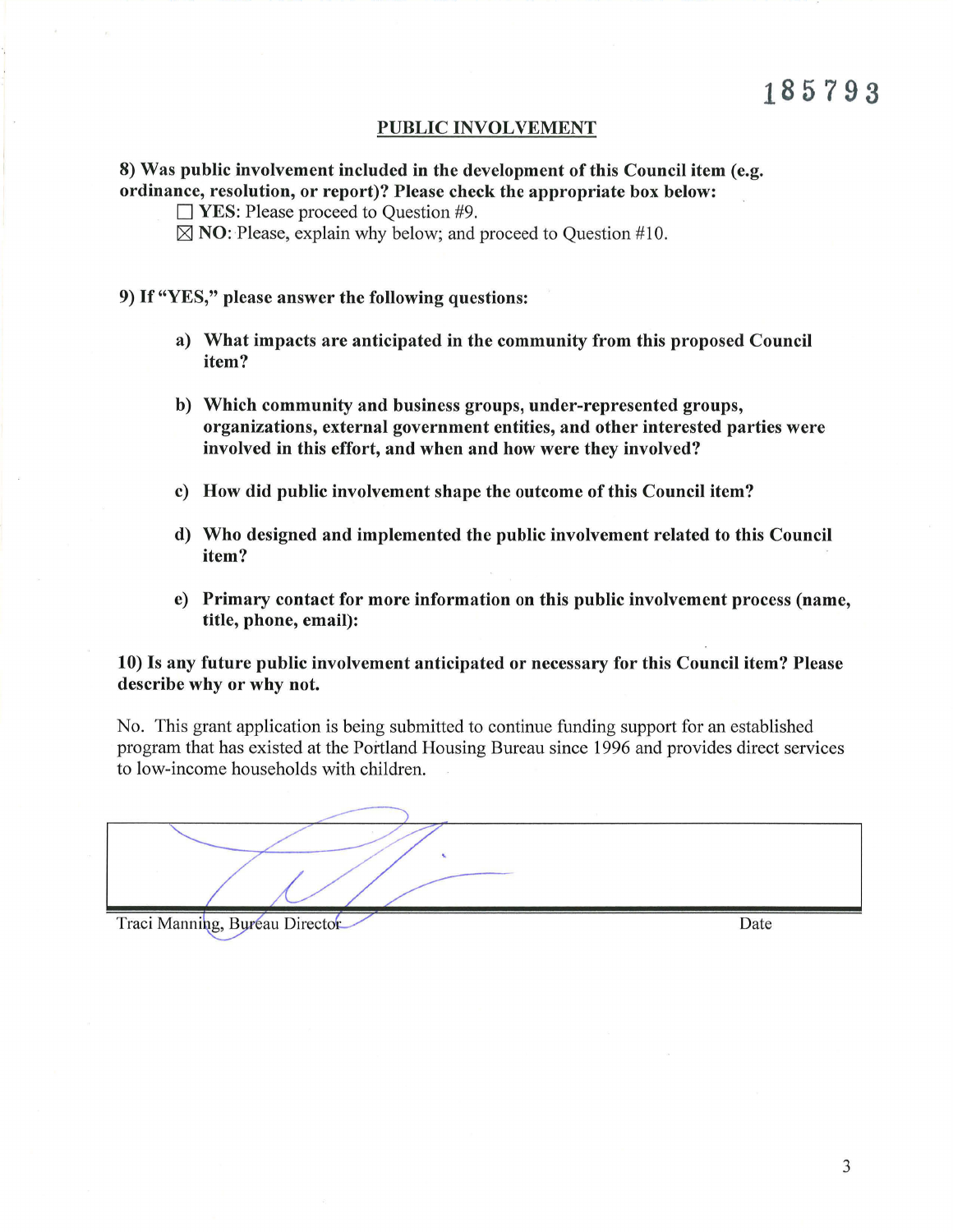185793

## PUBLIC INVOLVEMENT

**8) Was public involvement included in the development of this Council item (e.g. ordinance, resolution, or report)? Please check the appropriate box below:**

☐ **YES**: Please proceed to Question #9.
☒ **NO**: Please, explain why below; and proceed to Question #10.

**9) If "YES," please answer the following questions:**

a) **What impacts are anticipated in the community from this proposed Council item?**

b) **Which community and business groups, under-represented groups, organizations, external government entities, and other interested parties were involved in this effort, and when and how were they involved?**

c) **How did public involvement shape the outcome of this Council item?**

d) **Who designed and implemented the public involvement related to this Council item?**

e) **Primary contact for more information on this public involvement process (name, title, phone, email):**

**10) Is any future public involvement anticipated or necessary for this Council item? Please describe why or why not.**

No. This grant application is being submitted to continue funding support for an established program that has existed at the Portland Housing Bureau since 1996 and provides direct services to low-income households with children.

Traci Manning, Bureau Director | Date